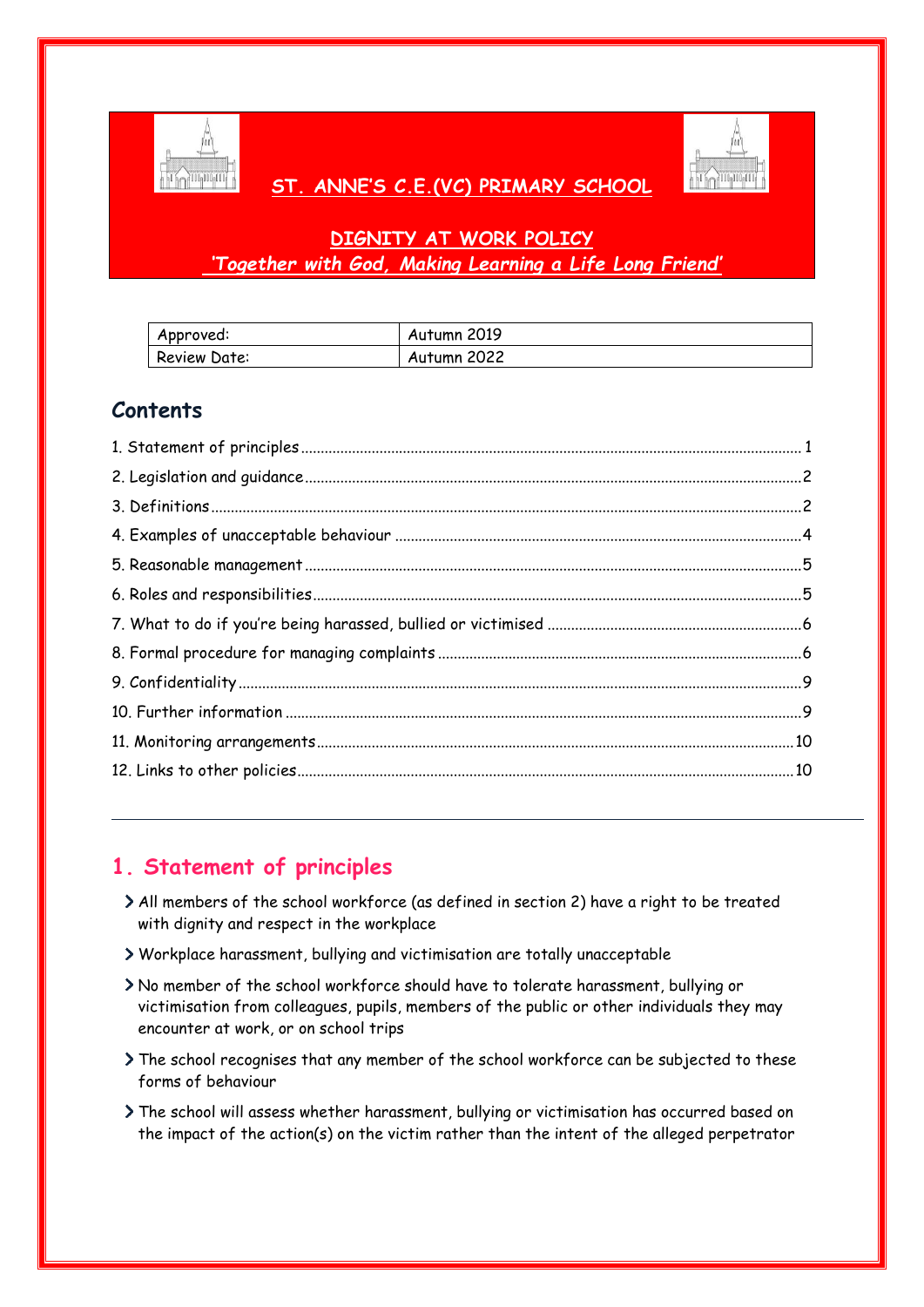# ST. ANNE'S C.E.(VC) PRIMARY SCHOOL

## DIGNITY AT WORK POLICY

***'Together with God, Making Learning a Life Long Friend'***

| Approved: | Autumn 2019 |
| --- | --- |
| Review Date: | Autumn 2022 |

## Contents

1. Statement of principles ... 1
2. Legislation and guidance ... 2
3. Definitions ... 2
4. Examples of unacceptable behaviour ... 4
5. Reasonable management ... 5
6. Roles and responsibilities ... 5
7. What to do if you're being harassed, bullied or victimised ... 6
8. Formal procedure for managing complaints ... 6
9. Confidentiality ... 9
10. Further information ... 9
11. Monitoring arrangements ... 10
12. Links to other policies ... 10

---

## 1. Statement of principles

- All members of the school workforce (as defined in section 2) have a right to be treated with dignity and respect in the workplace
- Workplace harassment, bullying and victimisation are totally unacceptable
- No member of the school workforce should have to tolerate harassment, bullying or victimisation from colleagues, pupils, members of the public or other individuals they may encounter at work, or on school trips
- The school recognises that any member of the school workforce can be subjected to these forms of behaviour
- The school will assess whether harassment, bullying or victimisation has occurred based on the impact of the action(s) on the victim rather than the intent of the alleged perpetrator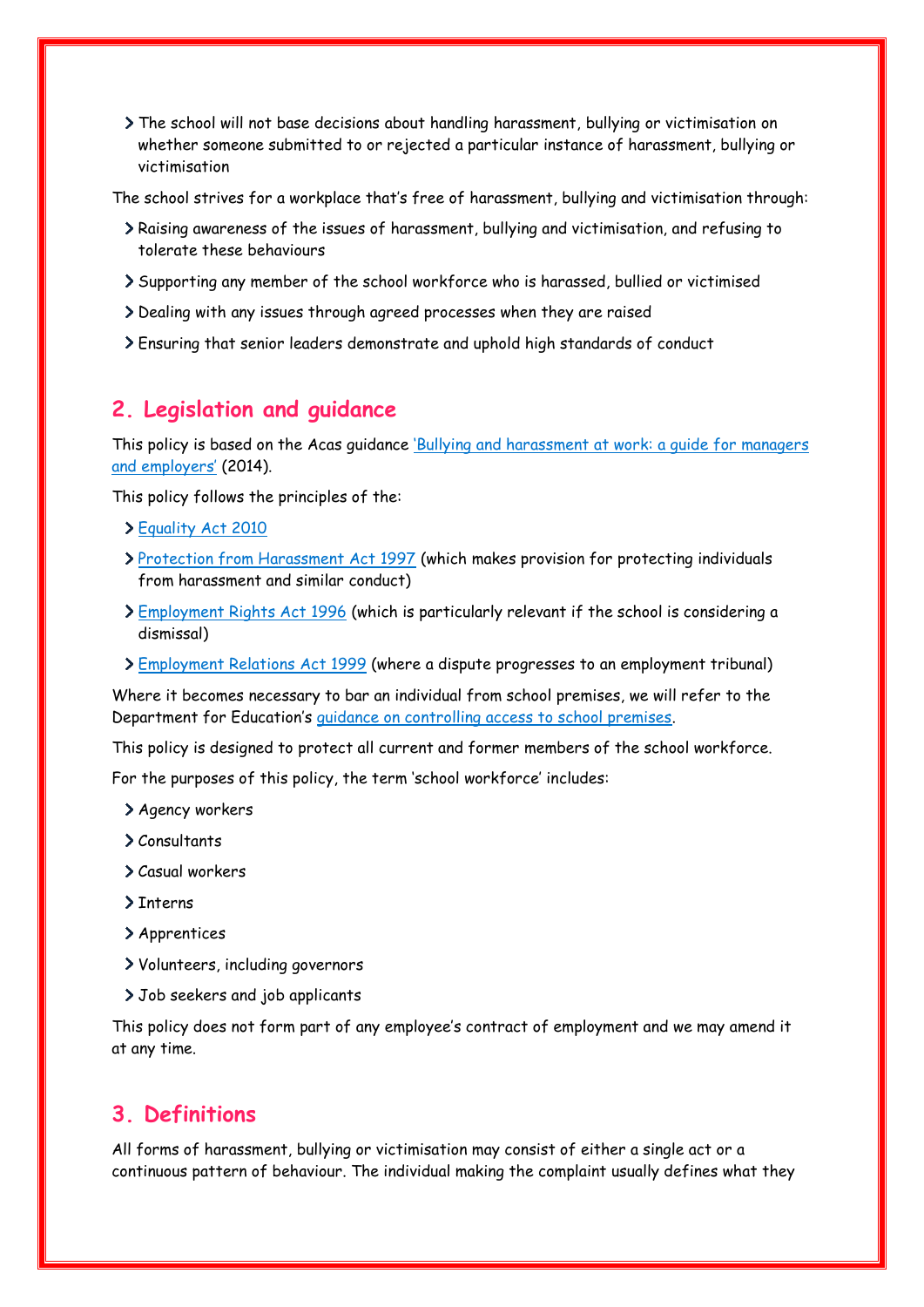- The school will not base decisions about handling harassment, bullying or victimisation on whether someone submitted to or rejected a particular instance of harassment, bullying or victimisation

The school strives for a workplace that's free of harassment, bullying and victimisation through:

- Raising awareness of the issues of harassment, bullying and victimisation, and refusing to tolerate these behaviours
- Supporting any member of the school workforce who is harassed, bullied or victimised
- Dealing with any issues through agreed processes when they are raised
- Ensuring that senior leaders demonstrate and uphold high standards of conduct

## 2. Legislation and guidance

This policy is based on the Acas guidance 'Bullying and harassment at work: a guide for managers and employers' (2014).

This policy follows the principles of the:

- Equality Act 2010
- Protection from Harassment Act 1997 (which makes provision for protecting individuals from harassment and similar conduct)
- Employment Rights Act 1996 (which is particularly relevant if the school is considering a dismissal)
- Employment Relations Act 1999 (where a dispute progresses to an employment tribunal)

Where it becomes necessary to bar an individual from school premises, we will refer to the Department for Education's guidance on controlling access to school premises.

This policy is designed to protect all current and former members of the school workforce.

For the purposes of this policy, the term 'school workforce' includes:

- Agency workers
- Consultants
- Casual workers
- Interns
- Apprentices
- Volunteers, including governors
- Job seekers and job applicants

This policy does not form part of any employee's contract of employment and we may amend it at any time.

## 3. Definitions

All forms of harassment, bullying or victimisation may consist of either a single act or a continuous pattern of behaviour. The individual making the complaint usually defines what they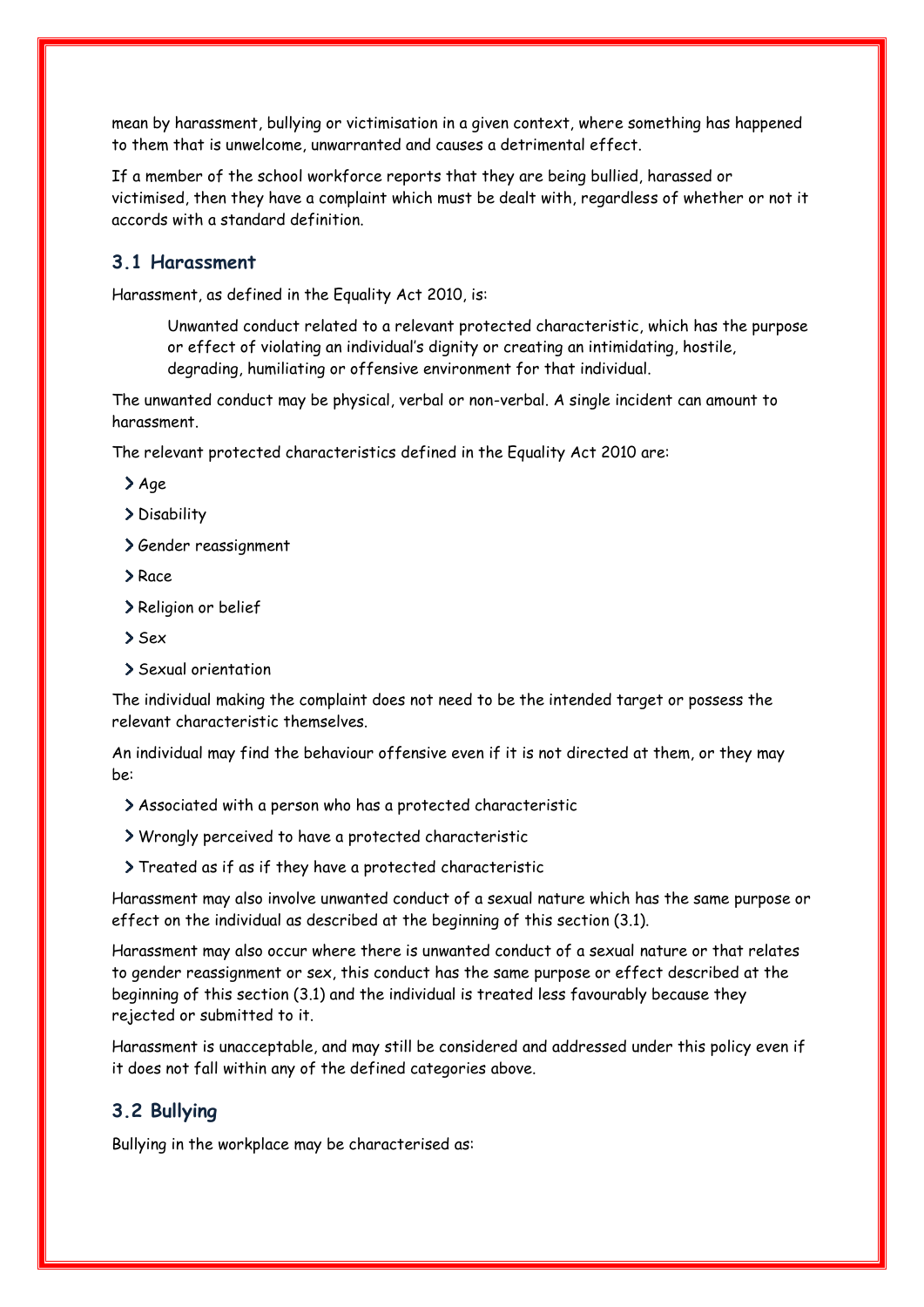mean by harassment, bullying or victimisation in a given context, where something has happened to them that is unwelcome, unwarranted and causes a detrimental effect.

If a member of the school workforce reports that they are being bullied, harassed or victimised, then they have a complaint which must be dealt with, regardless of whether or not it accords with a standard definition.

## 3.1 Harassment

Harassment, as defined in the Equality Act 2010, is:

> Unwanted conduct related to a relevant protected characteristic, which has the purpose or effect of violating an individual's dignity or creating an intimidating, hostile, degrading, humiliating or offensive environment for that individual.

The unwanted conduct may be physical, verbal or non-verbal. A single incident can amount to harassment.

The relevant protected characteristics defined in the Equality Act 2010 are:

- Age
- Disability
- Gender reassignment
- Race
- Religion or belief
- Sex
- Sexual orientation

The individual making the complaint does not need to be the intended target or possess the relevant characteristic themselves.

An individual may find the behaviour offensive even if it is not directed at them, or they may be:

- Associated with a person who has a protected characteristic
- Wrongly perceived to have a protected characteristic
- Treated as if as if they have a protected characteristic

Harassment may also involve unwanted conduct of a sexual nature which has the same purpose or effect on the individual as described at the beginning of this section (3.1).

Harassment may also occur where there is unwanted conduct of a sexual nature or that relates to gender reassignment or sex, this conduct has the same purpose or effect described at the beginning of this section (3.1) and the individual is treated less favourably because they rejected or submitted to it.

Harassment is unacceptable, and may still be considered and addressed under this policy even if it does not fall within any of the defined categories above.

## 3.2 Bullying

Bullying in the workplace may be characterised as: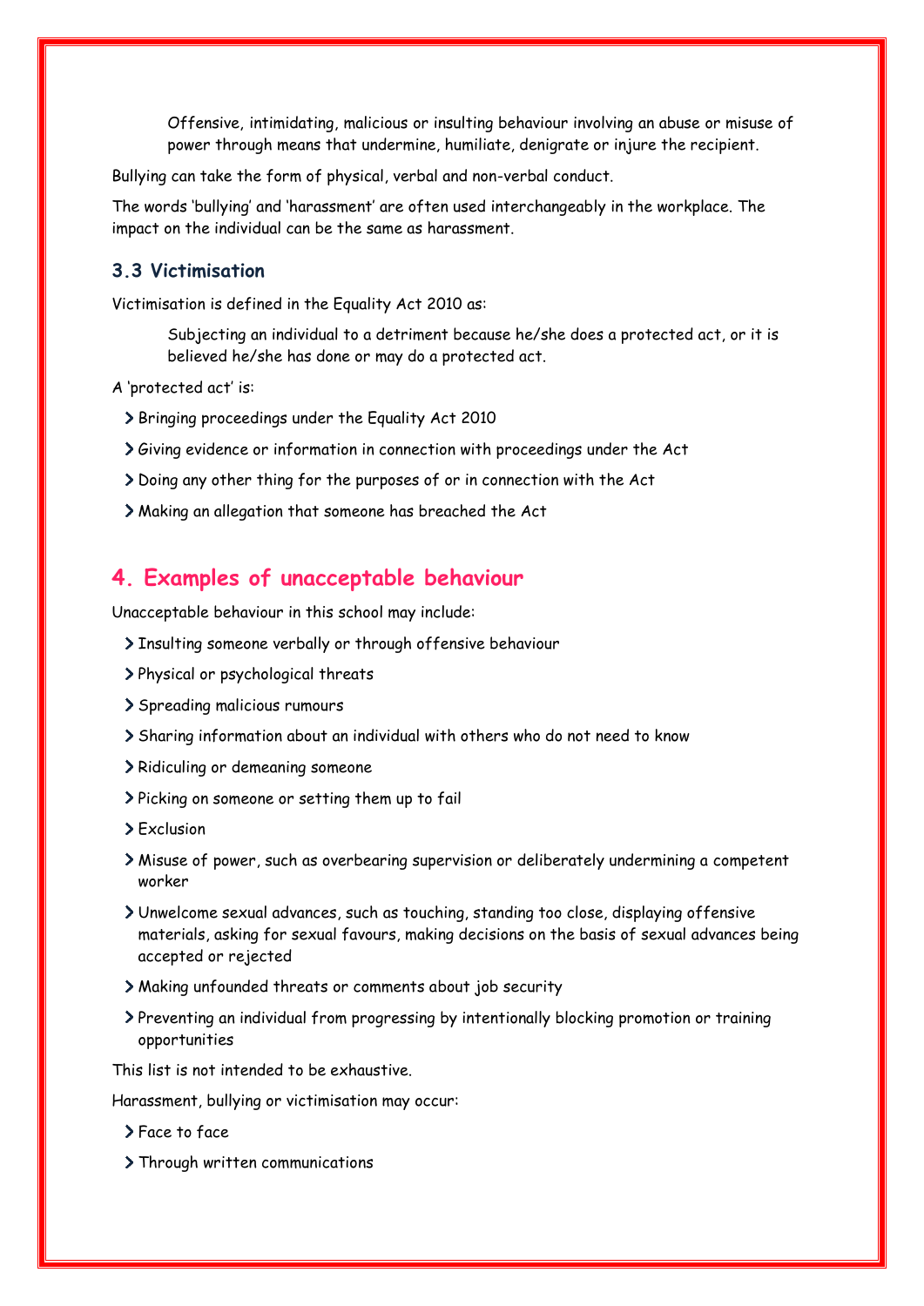> Offensive, intimidating, malicious or insulting behaviour involving an abuse or misuse of power through means that undermine, humiliate, denigrate or injure the recipient.

Bullying can take the form of physical, verbal and non-verbal conduct.

The words 'bullying' and 'harassment' are often used interchangeably in the workplace. The impact on the individual can be the same as harassment.

### 3.3 Victimisation

Victimisation is defined in the Equality Act 2010 as:

> Subjecting an individual to a detriment because he/she does a protected act, or it is believed he/she has done or may do a protected act.

A 'protected act' is:

- Bringing proceedings under the Equality Act 2010
- Giving evidence or information in connection with proceedings under the Act
- Doing any other thing for the purposes of or in connection with the Act
- Making an allegation that someone has breached the Act

## 4. Examples of unacceptable behaviour

Unacceptable behaviour in this school may include:

- Insulting someone verbally or through offensive behaviour
- Physical or psychological threats
- Spreading malicious rumours
- Sharing information about an individual with others who do not need to know
- Ridiculing or demeaning someone
- Picking on someone or setting them up to fail
- Exclusion
- Misuse of power, such as overbearing supervision or deliberately undermining a competent worker
- Unwelcome sexual advances, such as touching, standing too close, displaying offensive materials, asking for sexual favours, making decisions on the basis of sexual advances being accepted or rejected
- Making unfounded threats or comments about job security
- Preventing an individual from progressing by intentionally blocking promotion or training opportunities

This list is not intended to be exhaustive.

Harassment, bullying or victimisation may occur:

- Face to face
- Through written communications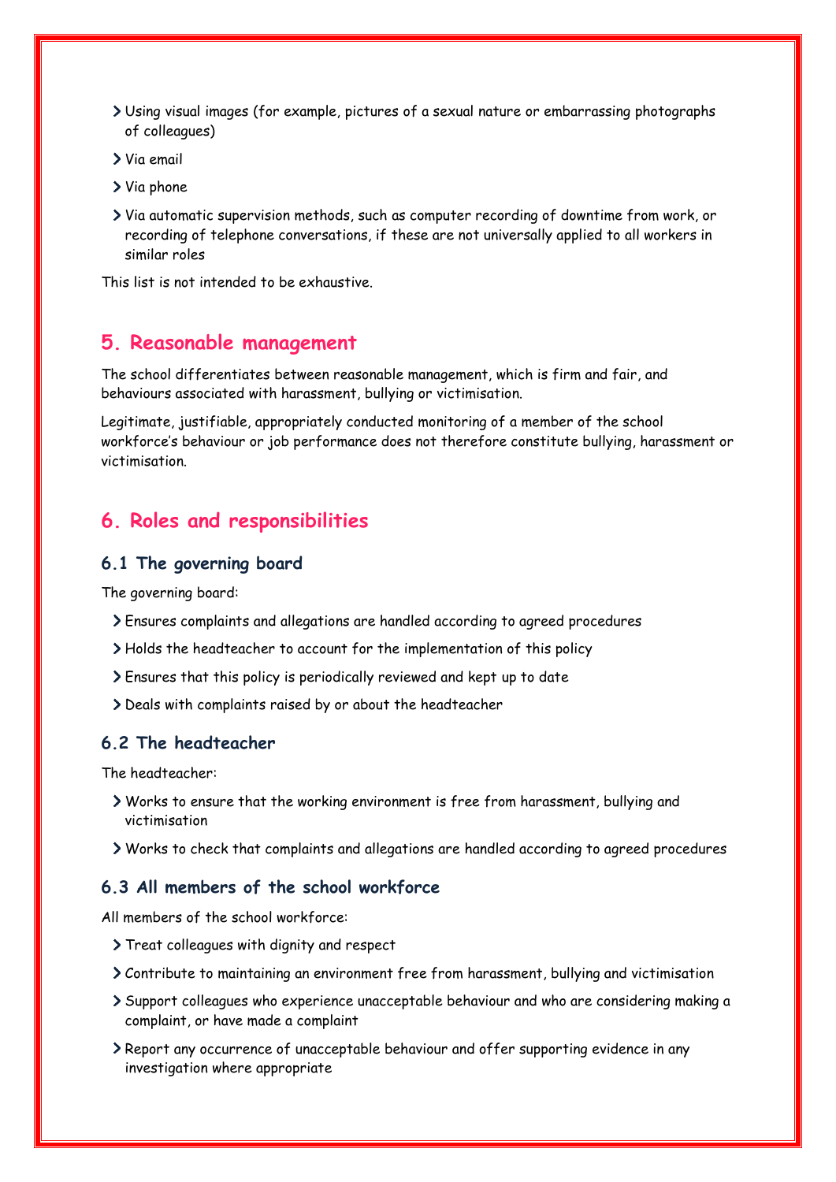- Using visual images (for example, pictures of a sexual nature or embarrassing photographs of colleagues)
- Via email
- Via phone
- Via automatic supervision methods, such as computer recording of downtime from work, or recording of telephone conversations, if these are not universally applied to all workers in similar roles

This list is not intended to be exhaustive.

## 5. Reasonable management

The school differentiates between reasonable management, which is firm and fair, and behaviours associated with harassment, bullying or victimisation.

Legitimate, justifiable, appropriately conducted monitoring of a member of the school workforce's behaviour or job performance does not therefore constitute bullying, harassment or victimisation.

## 6. Roles and responsibilities

### 6.1 The governing board

The governing board:

- Ensures complaints and allegations are handled according to agreed procedures
- Holds the headteacher to account for the implementation of this policy
- Ensures that this policy is periodically reviewed and kept up to date
- Deals with complaints raised by or about the headteacher

### 6.2 The headteacher

The headteacher:

- Works to ensure that the working environment is free from harassment, bullying and victimisation
- Works to check that complaints and allegations are handled according to agreed procedures

### 6.3 All members of the school workforce

All members of the school workforce:

- Treat colleagues with dignity and respect
- Contribute to maintaining an environment free from harassment, bullying and victimisation
- Support colleagues who experience unacceptable behaviour and who are considering making a complaint, or have made a complaint
- Report any occurrence of unacceptable behaviour and offer supporting evidence in any investigation where appropriate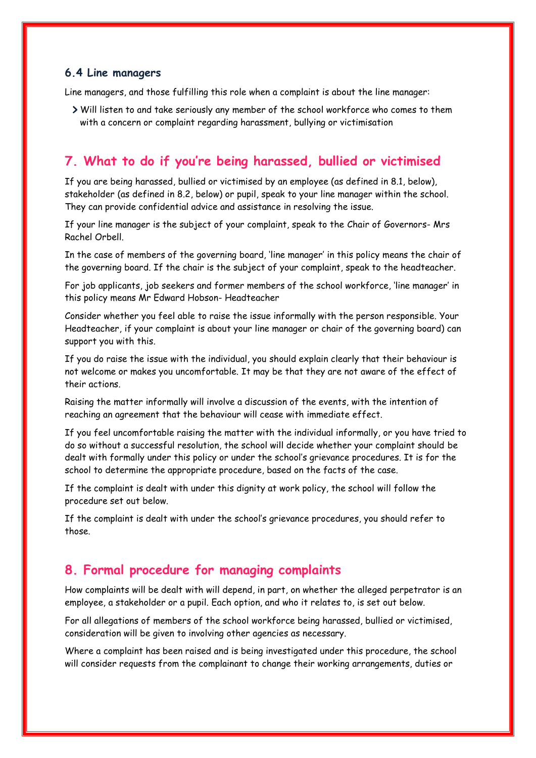### 6.4 Line managers

Line managers, and those fulfilling this role when a complaint is about the line manager:

- Will listen to and take seriously any member of the school workforce who comes to them with a concern or complaint regarding harassment, bullying or victimisation

## 7. What to do if you're being harassed, bullied or victimised

If you are being harassed, bullied or victimised by an employee (as defined in 8.1, below), stakeholder (as defined in 8.2, below) or pupil, speak to your line manager within the school. They can provide confidential advice and assistance in resolving the issue.

If your line manager is the subject of your complaint, speak to the Chair of Governors- Mrs Rachel Orbell.

In the case of members of the governing board, 'line manager' in this policy means the chair of the governing board. If the chair is the subject of your complaint, speak to the headteacher.

For job applicants, job seekers and former members of the school workforce, 'line manager' in this policy means Mr Edward Hobson- Headteacher

Consider whether you feel able to raise the issue informally with the person responsible. Your Headteacher, if your complaint is about your line manager or chair of the governing board) can support you with this.

If you do raise the issue with the individual, you should explain clearly that their behaviour is not welcome or makes you uncomfortable. It may be that they are not aware of the effect of their actions.

Raising the matter informally will involve a discussion of the events, with the intention of reaching an agreement that the behaviour will cease with immediate effect.

If you feel uncomfortable raising the matter with the individual informally, or you have tried to do so without a successful resolution, the school will decide whether your complaint should be dealt with formally under this policy or under the school's grievance procedures. It is for the school to determine the appropriate procedure, based on the facts of the case.

If the complaint is dealt with under this dignity at work policy, the school will follow the procedure set out below.

If the complaint is dealt with under the school's grievance procedures, you should refer to those.

## 8. Formal procedure for managing complaints

How complaints will be dealt with will depend, in part, on whether the alleged perpetrator is an employee, a stakeholder or a pupil. Each option, and who it relates to, is set out below.

For all allegations of members of the school workforce being harassed, bullied or victimised, consideration will be given to involving other agencies as necessary.

Where a complaint has been raised and is being investigated under this procedure, the school will consider requests from the complainant to change their working arrangements, duties or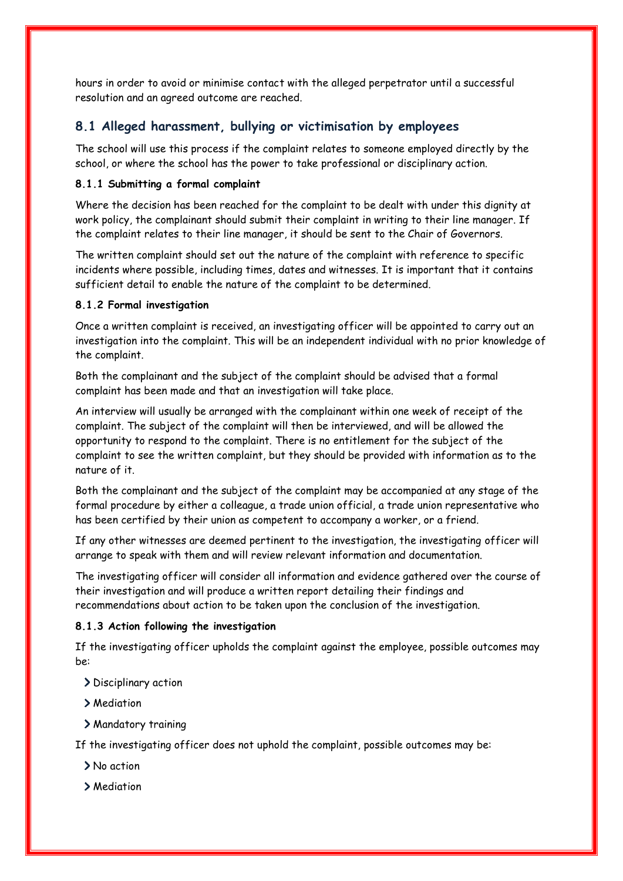hours in order to avoid or minimise contact with the alleged perpetrator until a successful resolution and an agreed outcome are reached.

## 8.1 Alleged harassment, bullying or victimisation by employees

The school will use this process if the complaint relates to someone employed directly by the school, or where the school has the power to take professional or disciplinary action.

#### 8.1.1 Submitting a formal complaint

Where the decision has been reached for the complaint to be dealt with under this dignity at work policy, the complainant should submit their complaint in writing to their line manager. If the complaint relates to their line manager, it should be sent to the Chair of Governors.

The written complaint should set out the nature of the complaint with reference to specific incidents where possible, including times, dates and witnesses. It is important that it contains sufficient detail to enable the nature of the complaint to be determined.

#### 8.1.2 Formal investigation

Once a written complaint is received, an investigating officer will be appointed to carry out an investigation into the complaint. This will be an independent individual with no prior knowledge of the complaint.

Both the complainant and the subject of the complaint should be advised that a formal complaint has been made and that an investigation will take place.

An interview will usually be arranged with the complainant within one week of receipt of the complaint. The subject of the complaint will then be interviewed, and will be allowed the opportunity to respond to the complaint. There is no entitlement for the subject of the complaint to see the written complaint, but they should be provided with information as to the nature of it.

Both the complainant and the subject of the complaint may be accompanied at any stage of the formal procedure by either a colleague, a trade union official, a trade union representative who has been certified by their union as competent to accompany a worker, or a friend.

If any other witnesses are deemed pertinent to the investigation, the investigating officer will arrange to speak with them and will review relevant information and documentation.

The investigating officer will consider all information and evidence gathered over the course of their investigation and will produce a written report detailing their findings and recommendations about action to be taken upon the conclusion of the investigation.

#### 8.1.3 Action following the investigation

If the investigating officer upholds the complaint against the employee, possible outcomes may be:

- Disciplinary action
- Mediation
- Mandatory training

If the investigating officer does not uphold the complaint, possible outcomes may be:

- No action
- Mediation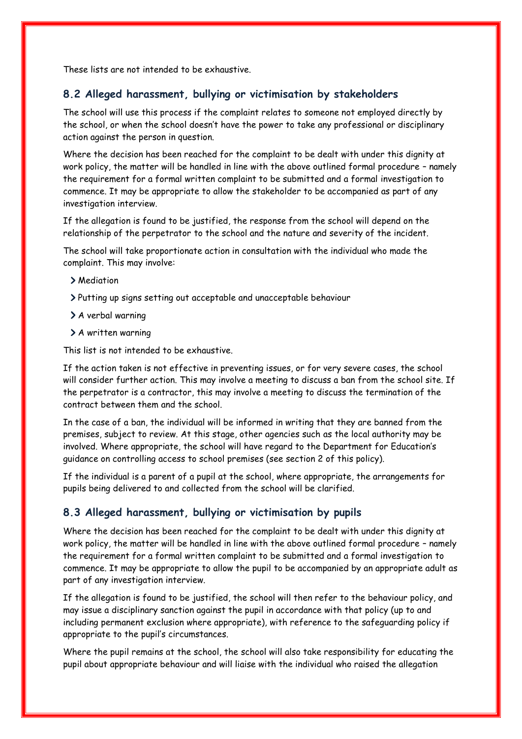These lists are not intended to be exhaustive.

### 8.2 Alleged harassment, bullying or victimisation by stakeholders

The school will use this process if the complaint relates to someone not employed directly by the school, or when the school doesn't have the power to take any professional or disciplinary action against the person in question.

Where the decision has been reached for the complaint to be dealt with under this dignity at work policy, the matter will be handled in line with the above outlined formal procedure – namely the requirement for a formal written complaint to be submitted and a formal investigation to commence. It may be appropriate to allow the stakeholder to be accompanied as part of any investigation interview.

If the allegation is found to be justified, the response from the school will depend on the relationship of the perpetrator to the school and the nature and severity of the incident.

The school will take proportionate action in consultation with the individual who made the complaint. This may involve:

- Mediation
- Putting up signs setting out acceptable and unacceptable behaviour
- A verbal warning
- A written warning

This list is not intended to be exhaustive.

If the action taken is not effective in preventing issues, or for very severe cases, the school will consider further action. This may involve a meeting to discuss a ban from the school site. If the perpetrator is a contractor, this may involve a meeting to discuss the termination of the contract between them and the school.

In the case of a ban, the individual will be informed in writing that they are banned from the premises, subject to review. At this stage, other agencies such as the local authority may be involved. Where appropriate, the school will have regard to the Department for Education's guidance on controlling access to school premises (see section 2 of this policy).

If the individual is a parent of a pupil at the school, where appropriate, the arrangements for pupils being delivered to and collected from the school will be clarified.

### 8.3 Alleged harassment, bullying or victimisation by pupils

Where the decision has been reached for the complaint to be dealt with under this dignity at work policy, the matter will be handled in line with the above outlined formal procedure – namely the requirement for a formal written complaint to be submitted and a formal investigation to commence. It may be appropriate to allow the pupil to be accompanied by an appropriate adult as part of any investigation interview.

If the allegation is found to be justified, the school will then refer to the behaviour policy, and may issue a disciplinary sanction against the pupil in accordance with that policy (up to and including permanent exclusion where appropriate), with reference to the safeguarding policy if appropriate to the pupil's circumstances.

Where the pupil remains at the school, the school will also take responsibility for educating the pupil about appropriate behaviour and will liaise with the individual who raised the allegation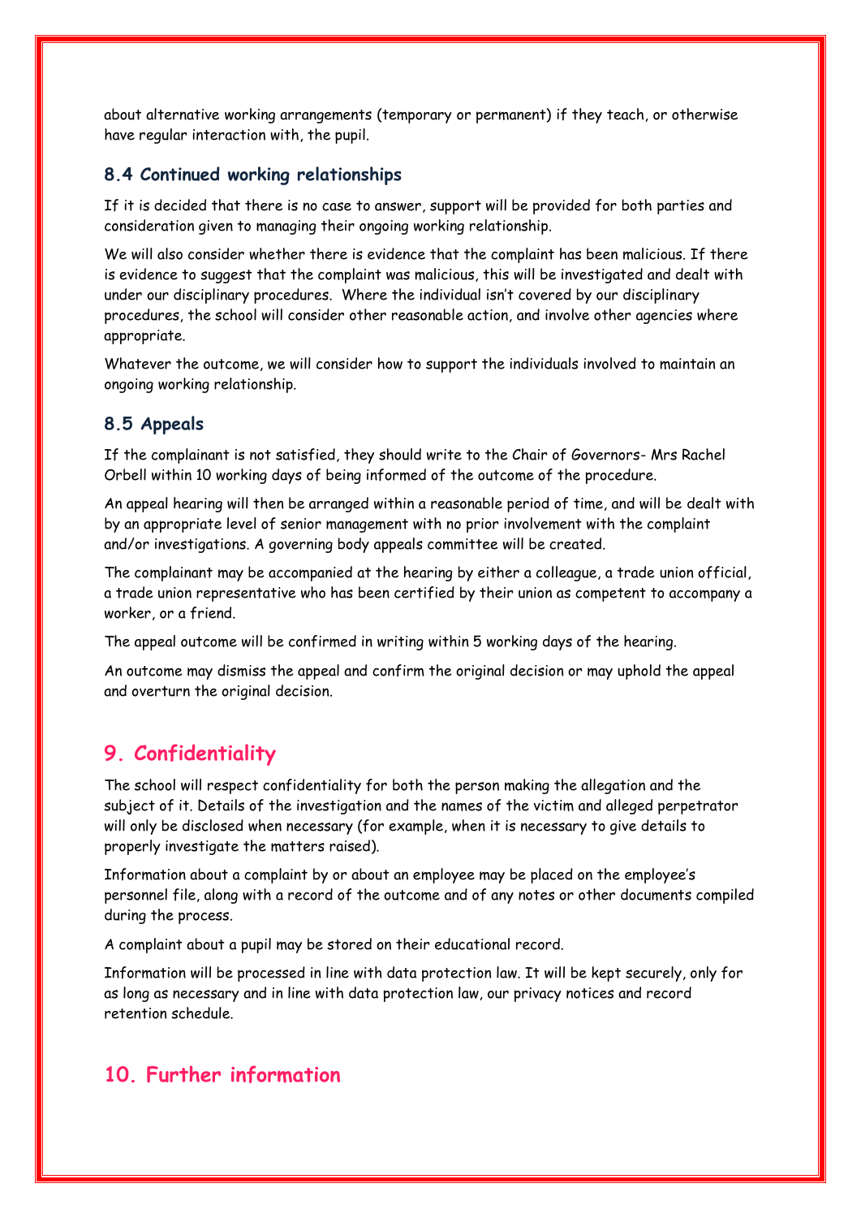about alternative working arrangements (temporary or permanent) if they teach, or otherwise have regular interaction with, the pupil.

### 8.4 Continued working relationships

If it is decided that there is no case to answer, support will be provided for both parties and consideration given to managing their ongoing working relationship.

We will also consider whether there is evidence that the complaint has been malicious. If there is evidence to suggest that the complaint was malicious, this will be investigated and dealt with under our disciplinary procedures. Where the individual isn't covered by our disciplinary procedures, the school will consider other reasonable action, and involve other agencies where appropriate.

Whatever the outcome, we will consider how to support the individuals involved to maintain an ongoing working relationship.

### 8.5 Appeals

If the complainant is not satisfied, they should write to the Chair of Governors- Mrs Rachel Orbell within 10 working days of being informed of the outcome of the procedure.

An appeal hearing will then be arranged within a reasonable period of time, and will be dealt with by an appropriate level of senior management with no prior involvement with the complaint and/or investigations. A governing body appeals committee will be created.

The complainant may be accompanied at the hearing by either a colleague, a trade union official, a trade union representative who has been certified by their union as competent to accompany a worker, or a friend.

The appeal outcome will be confirmed in writing within 5 working days of the hearing.

An outcome may dismiss the appeal and confirm the original decision or may uphold the appeal and overturn the original decision.

## 9. Confidentiality

The school will respect confidentiality for both the person making the allegation and the subject of it. Details of the investigation and the names of the victim and alleged perpetrator will only be disclosed when necessary (for example, when it is necessary to give details to properly investigate the matters raised).

Information about a complaint by or about an employee may be placed on the employee's personnel file, along with a record of the outcome and of any notes or other documents compiled during the process.

A complaint about a pupil may be stored on their educational record.

Information will be processed in line with data protection law. It will be kept securely, only for as long as necessary and in line with data protection law, our privacy notices and record retention schedule.

## 10. Further information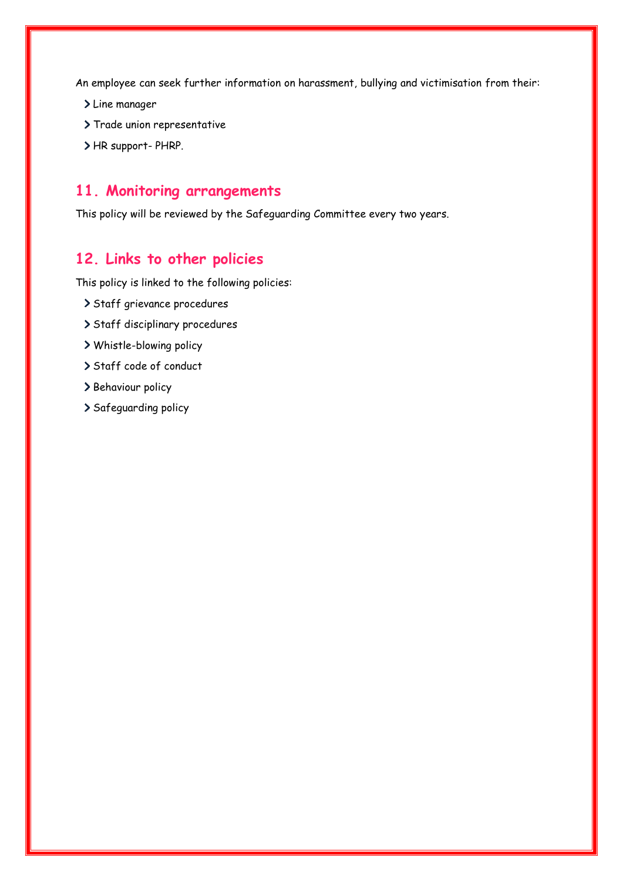An employee can seek further information on harassment, bullying and victimisation from their:

- Line manager
- Trade union representative
- HR support- PHRP.

## 11. Monitoring arrangements

This policy will be reviewed by the Safeguarding Committee every two years.

## 12. Links to other policies

This policy is linked to the following policies:

- Staff grievance procedures
- Staff disciplinary procedures
- Whistle-blowing policy
- Staff code of conduct
- Behaviour policy
- Safeguarding policy